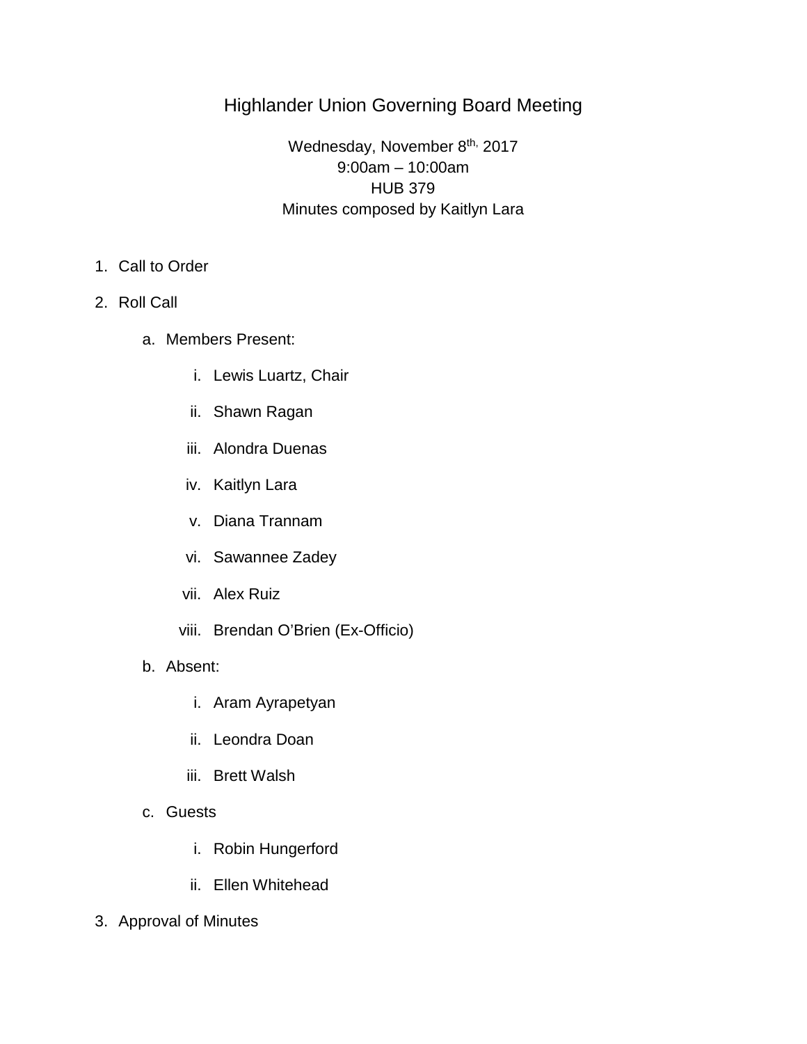# Highlander Union Governing Board Meeting

Wednesday, November 8th, 2017
9:00am – 10:00am
HUB 379
Minutes composed by Kaitlyn Lara

1. Call to Order
2. Roll Call
    a. Members Present:
        i. Lewis Luartz, Chair
        ii. Shawn Ragan
        iii. Alondra Duenas
        iv. Kaitlyn Lara
        v. Diana Trannam
        vi. Sawannee Zadey
        vii. Alex Ruiz
        viii. Brendan O'Brien (Ex-Officio)
    b. Absent:
        i. Aram Ayrapetyan
        ii. Leondra Doan
        iii. Brett Walsh
    c. Guests
        i. Robin Hungerford
        ii. Ellen Whitehead
3. Approval of Minutes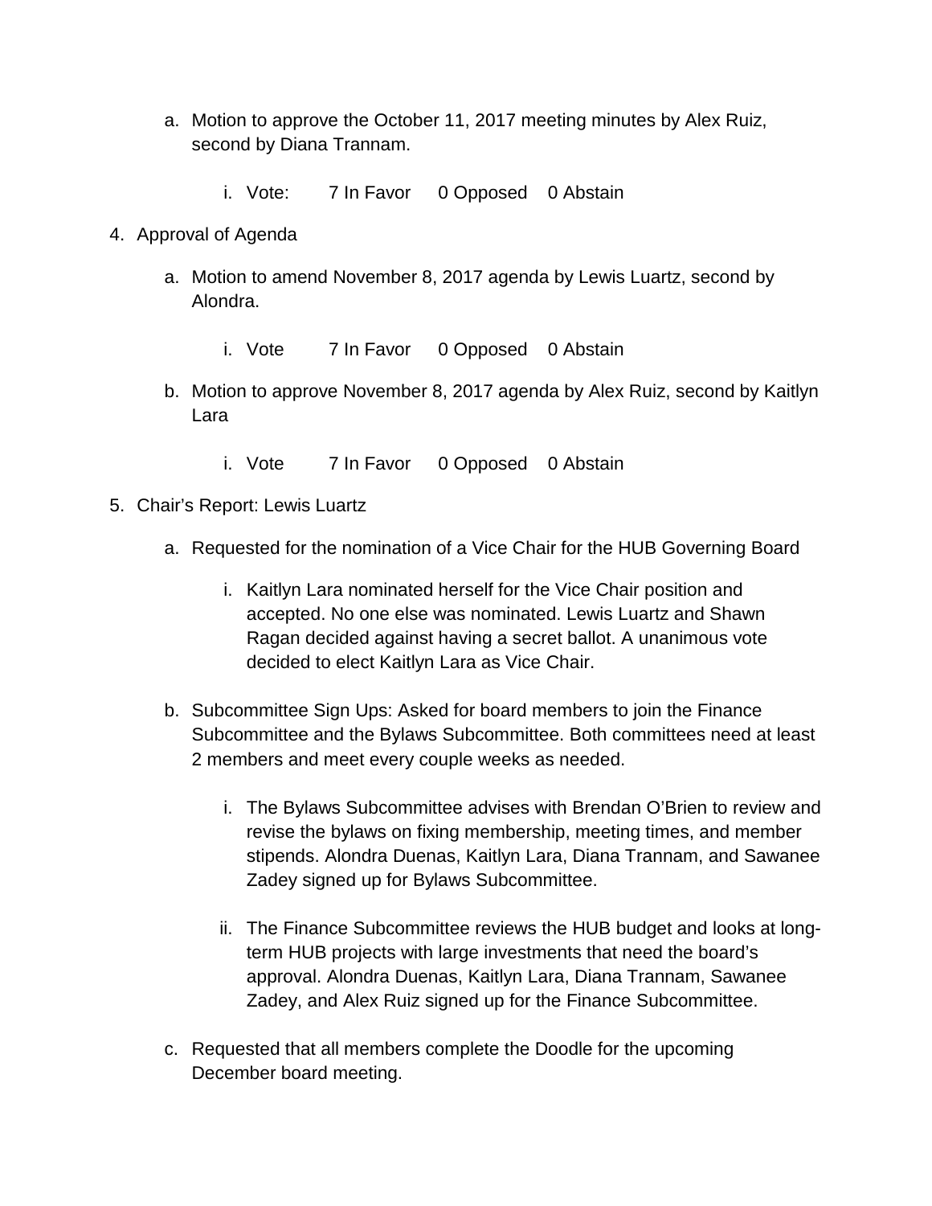a. Motion to approve the October 11, 2017 meeting minutes by Alex Ruiz, second by Diana Trannam.

      i. Vote: 7 In Favor 0 Opposed 0 Abstain

4. Approval of Agenda

   a. Motion to amend November 8, 2017 agenda by Lewis Luartz, second by Alondra.

      i. Vote 7 In Favor 0 Opposed 0 Abstain

   b. Motion to approve November 8, 2017 agenda by Alex Ruiz, second by Kaitlyn Lara

      i. Vote 7 In Favor 0 Opposed 0 Abstain

5. Chair's Report: Lewis Luartz

   a. Requested for the nomination of a Vice Chair for the HUB Governing Board

      i. Kaitlyn Lara nominated herself for the Vice Chair position and accepted. No one else was nominated. Lewis Luartz and Shawn Ragan decided against having a secret ballot. A unanimous vote decided to elect Kaitlyn Lara as Vice Chair.

   b. Subcommittee Sign Ups: Asked for board members to join the Finance Subcommittee and the Bylaws Subcommittee. Both committees need at least 2 members and meet every couple weeks as needed.

      i. The Bylaws Subcommittee advises with Brendan O'Brien to review and revise the bylaws on fixing membership, meeting times, and member stipends. Alondra Duenas, Kaitlyn Lara, Diana Trannam, and Sawanee Zadey signed up for Bylaws Subcommittee.

      ii. The Finance Subcommittee reviews the HUB budget and looks at long-term HUB projects with large investments that need the board's approval. Alondra Duenas, Kaitlyn Lara, Diana Trannam, Sawanee Zadey, and Alex Ruiz signed up for the Finance Subcommittee.

   c. Requested that all members complete the Doodle for the upcoming December board meeting.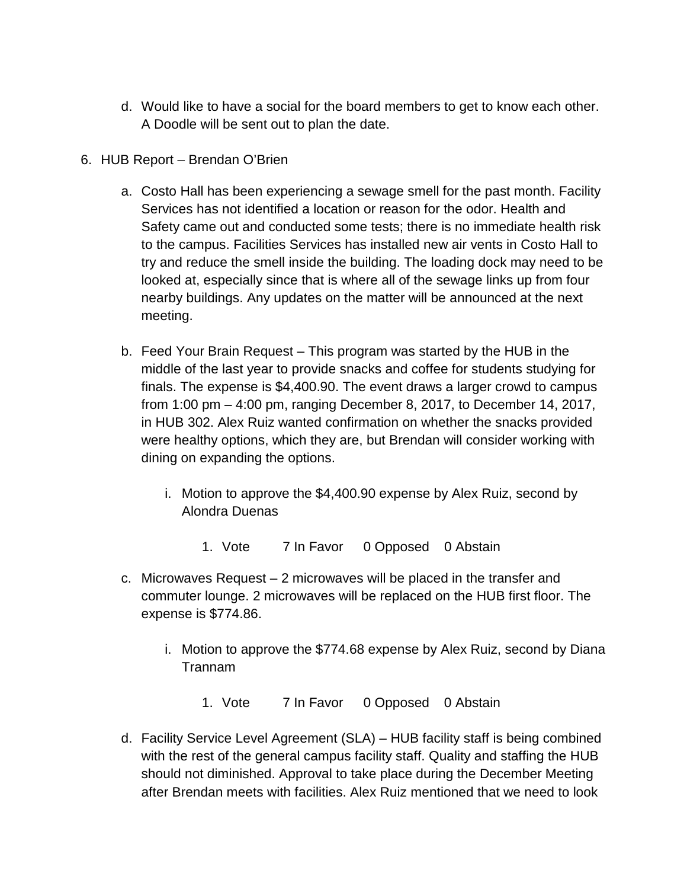d. Would like to have a social for the board members to get to know each other. A Doodle will be sent out to plan the date.

6. HUB Report – Brendan O'Brien

   a. Costo Hall has been experiencing a sewage smell for the past month. Facility Services has not identified a location or reason for the odor. Health and Safety came out and conducted some tests; there is no immediate health risk to the campus. Facilities Services has installed new air vents in Costo Hall to try and reduce the smell inside the building. The loading dock may need to be looked at, especially since that is where all of the sewage links up from four nearby buildings. Any updates on the matter will be announced at the next meeting.

   b. Feed Your Brain Request – This program was started by the HUB in the middle of the last year to provide snacks and coffee for students studying for finals. The expense is $4,400.90. The event draws a larger crowd to campus from 1:00 pm – 4:00 pm, ranging December 8, 2017, to December 14, 2017, in HUB 302. Alex Ruiz wanted confirmation on whether the snacks provided were healthy options, which they are, but Brendan will consider working with dining on expanding the options.

      i. Motion to approve the $4,400.90 expense by Alex Ruiz, second by Alondra Duenas

         1. Vote 7 In Favor 0 Opposed 0 Abstain

   c. Microwaves Request – 2 microwaves will be placed in the transfer and commuter lounge. 2 microwaves will be replaced on the HUB first floor. The expense is $774.86.

      i. Motion to approve the $774.68 expense by Alex Ruiz, second by Diana Trannam

         1. Vote 7 In Favor 0 Opposed 0 Abstain

   d. Facility Service Level Agreement (SLA) – HUB facility staff is being combined with the rest of the general campus facility staff. Quality and staffing the HUB should not diminished. Approval to take place during the December Meeting after Brendan meets with facilities. Alex Ruiz mentioned that we need to look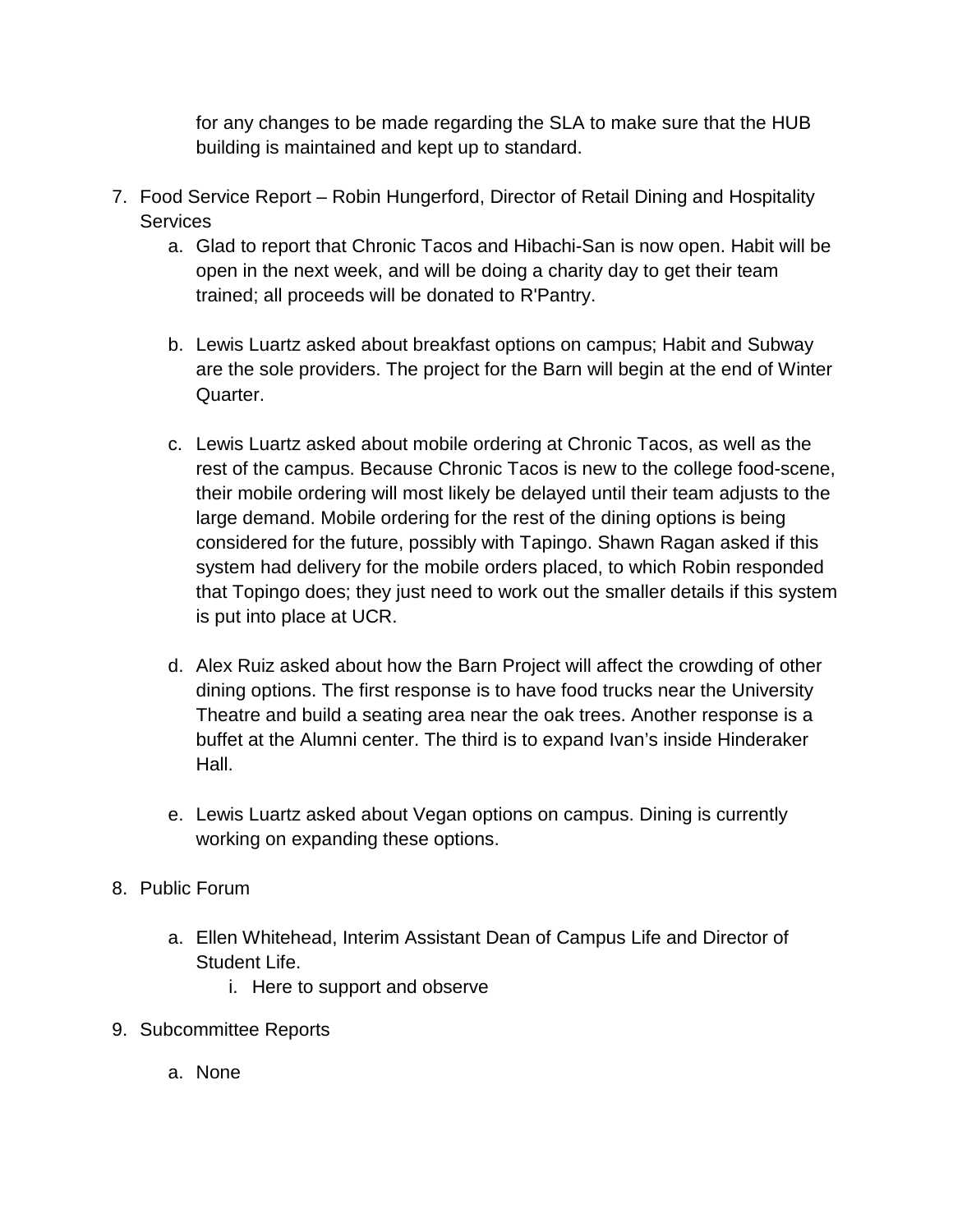for any changes to be made regarding the SLA to make sure that the HUB building is maintained and kept up to standard.

7. Food Service Report – Robin Hungerford, Director of Retail Dining and Hospitality Services
    a. Glad to report that Chronic Tacos and Hibachi-San is now open. Habit will be open in the next week, and will be doing a charity day to get their team trained; all proceeds will be donated to R'Pantry.

    b. Lewis Luartz asked about breakfast options on campus; Habit and Subway are the sole providers. The project for the Barn will begin at the end of Winter Quarter.

    c. Lewis Luartz asked about mobile ordering at Chronic Tacos, as well as the rest of the campus. Because Chronic Tacos is new to the college food-scene, their mobile ordering will most likely be delayed until their team adjusts to the large demand. Mobile ordering for the rest of the dining options is being considered for the future, possibly with Tapingo. Shawn Ragan asked if this system had delivery for the mobile orders placed, to which Robin responded that Topingo does; they just need to work out the smaller details if this system is put into place at UCR.

    d. Alex Ruiz asked about how the Barn Project will affect the crowding of other dining options. The first response is to have food trucks near the University Theatre and build a seating area near the oak trees. Another response is a buffet at the Alumni center. The third is to expand Ivan's inside Hinderaker Hall.

    e. Lewis Luartz asked about Vegan options on campus. Dining is currently working on expanding these options.

8. Public Forum

    a. Ellen Whitehead, Interim Assistant Dean of Campus Life and Director of Student Life.
        i. Here to support and observe

9. Subcommittee Reports

    a. None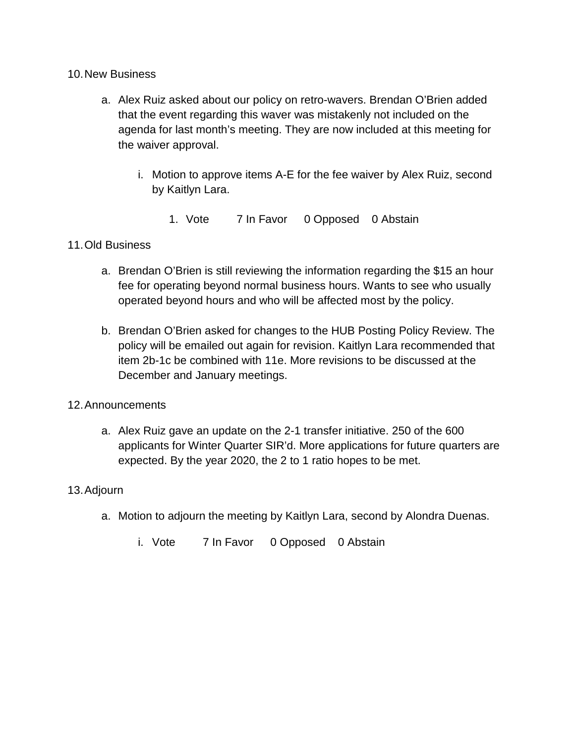10. New Business

    a. Alex Ruiz asked about our policy on retro-wavers. Brendan O'Brien added that the event regarding this waver was mistakenly not included on the agenda for last month's meeting. They are now included at this meeting for the waiver approval.

        i. Motion to approve items A-E for the fee waiver by Alex Ruiz, second by Kaitlyn Lara.

            1. Vote 7 In Favor 0 Opposed 0 Abstain

11. Old Business

    a. Brendan O'Brien is still reviewing the information regarding the $15 an hour fee for operating beyond normal business hours. Wants to see who usually operated beyond hours and who will be affected most by the policy.

    b. Brendan O'Brien asked for changes to the HUB Posting Policy Review. The policy will be emailed out again for revision. Kaitlyn Lara recommended that item 2b-1c be combined with 11e. More revisions to be discussed at the December and January meetings.

12. Announcements

    a. Alex Ruiz gave an update on the 2-1 transfer initiative. 250 of the 600 applicants for Winter Quarter SIR'd. More applications for future quarters are expected. By the year 2020, the 2 to 1 ratio hopes to be met.

13. Adjourn

    a. Motion to adjourn the meeting by Kaitlyn Lara, second by Alondra Duenas.

        i. Vote 7 In Favor 0 Opposed 0 Abstain